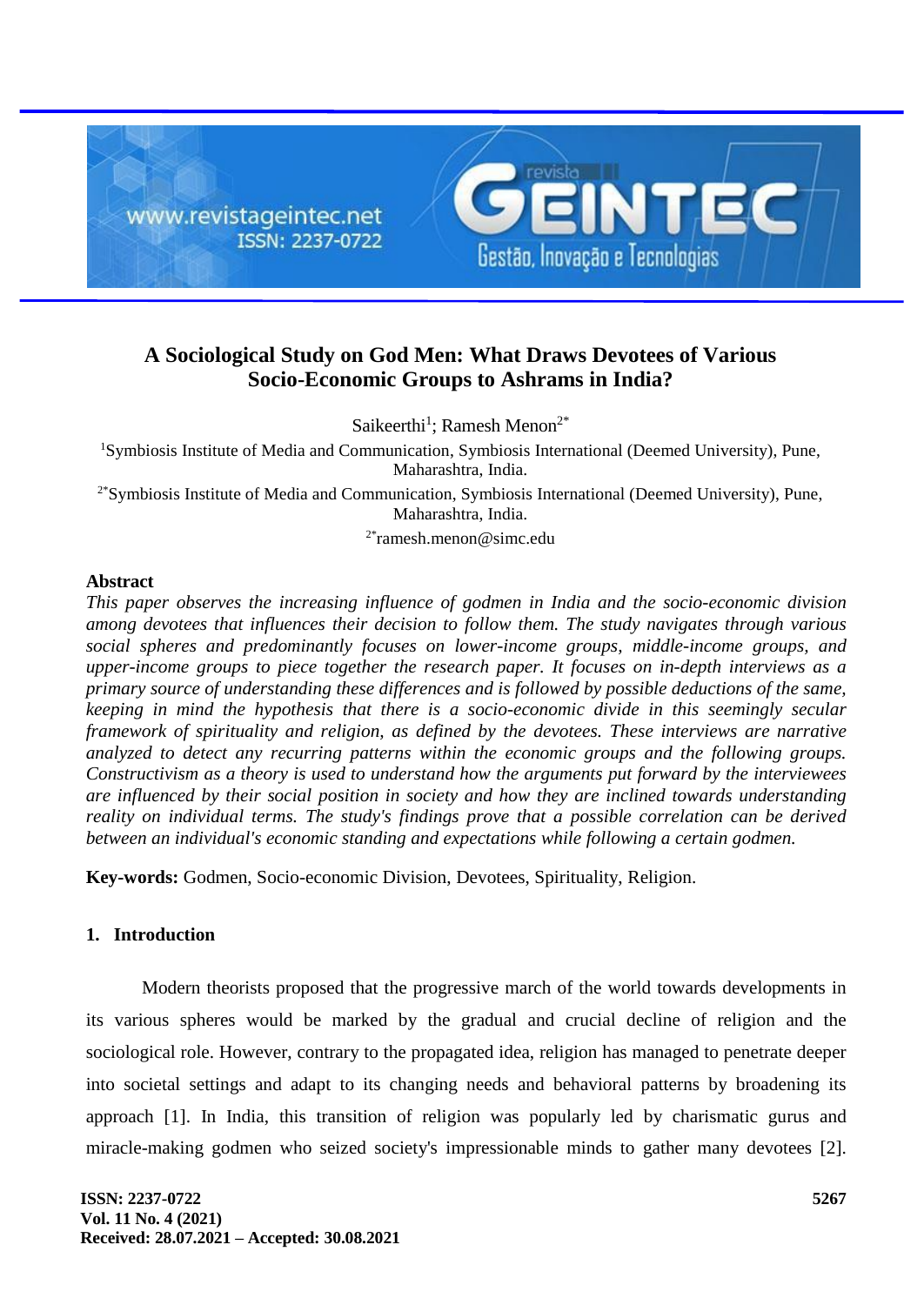# A Sociological Study on God Men: What Draws Devotees of Various Socio-Economic Groups to Ashrams in India?

Saikeerthi[1]; Ramesh Menon[2*]

[1]Symbiosis Institute of Media and Communication, Symbiosis International (Deemed University), Pune, Maharashtra, India.

[2*]Symbiosis Institute of Media and Communication, Symbiosis International (Deemed University), Pune, Maharashtra, India.

[2*]ramesh.menon@simc.edu

## Abstract

*This paper observes the increasing influence of godmen in India and the socio-economic division among devotees that influences their decision to follow them. The study navigates through various social spheres and predominantly focuses on lower-income groups, middle-income groups, and upper-income groups to piece together the research paper. It focuses on in-depth interviews as a primary source of understanding these differences and is followed by possible deductions of the same, keeping in mind the hypothesis that there is a socio-economic divide in this seemingly secular framework of spirituality and religion, as defined by the devotees. These interviews are narrative analyzed to detect any recurring patterns within the economic groups and the following groups. Constructivism as a theory is used to understand how the arguments put forward by the interviewees are influenced by their social position in society and how they are inclined towards understanding reality on individual terms. The study's findings prove that a possible correlation can be derived between an individual's economic standing and expectations while following a certain godmen.*

**Key-words:** Godmen, Socio-economic Division, Devotees, Spirituality, Religion.

## 1. Introduction

Modern theorists proposed that the progressive march of the world towards developments in its various spheres would be marked by the gradual and crucial decline of religion and the sociological role. However, contrary to the propagated idea, religion has managed to penetrate deeper into societal settings and adapt to its changing needs and behavioral patterns by broadening its approach [1]. In India, this transition of religion was popularly led by charismatic gurus and miracle-making godmen who seized society's impressionable minds to gather many devotees [2].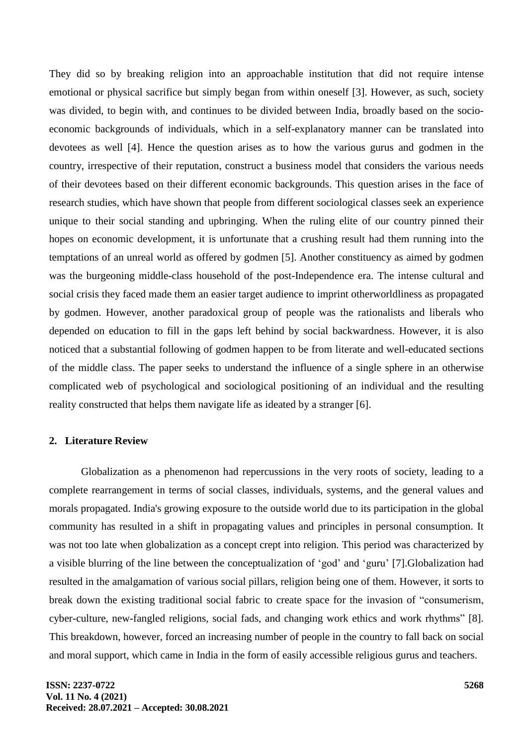They did so by breaking religion into an approachable institution that did not require intense emotional or physical sacrifice but simply began from within oneself [3]. However, as such, society was divided, to begin with, and continues to be divided between India, broadly based on the socio-economic backgrounds of individuals, which in a self-explanatory manner can be translated into devotees as well [4]. Hence the question arises as to how the various gurus and godmen in the country, irrespective of their reputation, construct a business model that considers the various needs of their devotees based on their different economic backgrounds. This question arises in the face of research studies, which have shown that people from different sociological classes seek an experience unique to their social standing and upbringing. When the ruling elite of our country pinned their hopes on economic development, it is unfortunate that a crushing result had them running into the temptations of an unreal world as offered by godmen [5]. Another constituency as aimed by godmen was the burgeoning middle-class household of the post-Independence era. The intense cultural and social crisis they faced made them an easier target audience to imprint otherworldliness as propagated by godmen. However, another paradoxical group of people was the rationalists and liberals who depended on education to fill in the gaps left behind by social backwardness. However, it is also noticed that a substantial following of godmen happen to be from literate and well-educated sections of the middle class. The paper seeks to understand the influence of a single sphere in an otherwise complicated web of psychological and sociological positioning of an individual and the resulting reality constructed that helps them navigate life as ideated by a stranger [6].

## 2. Literature Review

Globalization as a phenomenon had repercussions in the very roots of society, leading to a complete rearrangement in terms of social classes, individuals, systems, and the general values and morals propagated. India's growing exposure to the outside world due to its participation in the global community has resulted in a shift in propagating values and principles in personal consumption. It was not too late when globalization as a concept crept into religion. This period was characterized by a visible blurring of the line between the conceptualization of 'god' and 'guru' [7].Globalization had resulted in the amalgamation of various social pillars, religion being one of them. However, it sorts to break down the existing traditional social fabric to create space for the invasion of "consumerism, cyber-culture, new-fangled religions, social fads, and changing work ethics and work rhythms" [8]. This breakdown, however, forced an increasing number of people in the country to fall back on social and moral support, which came in India in the form of easily accessible religious gurus and teachers.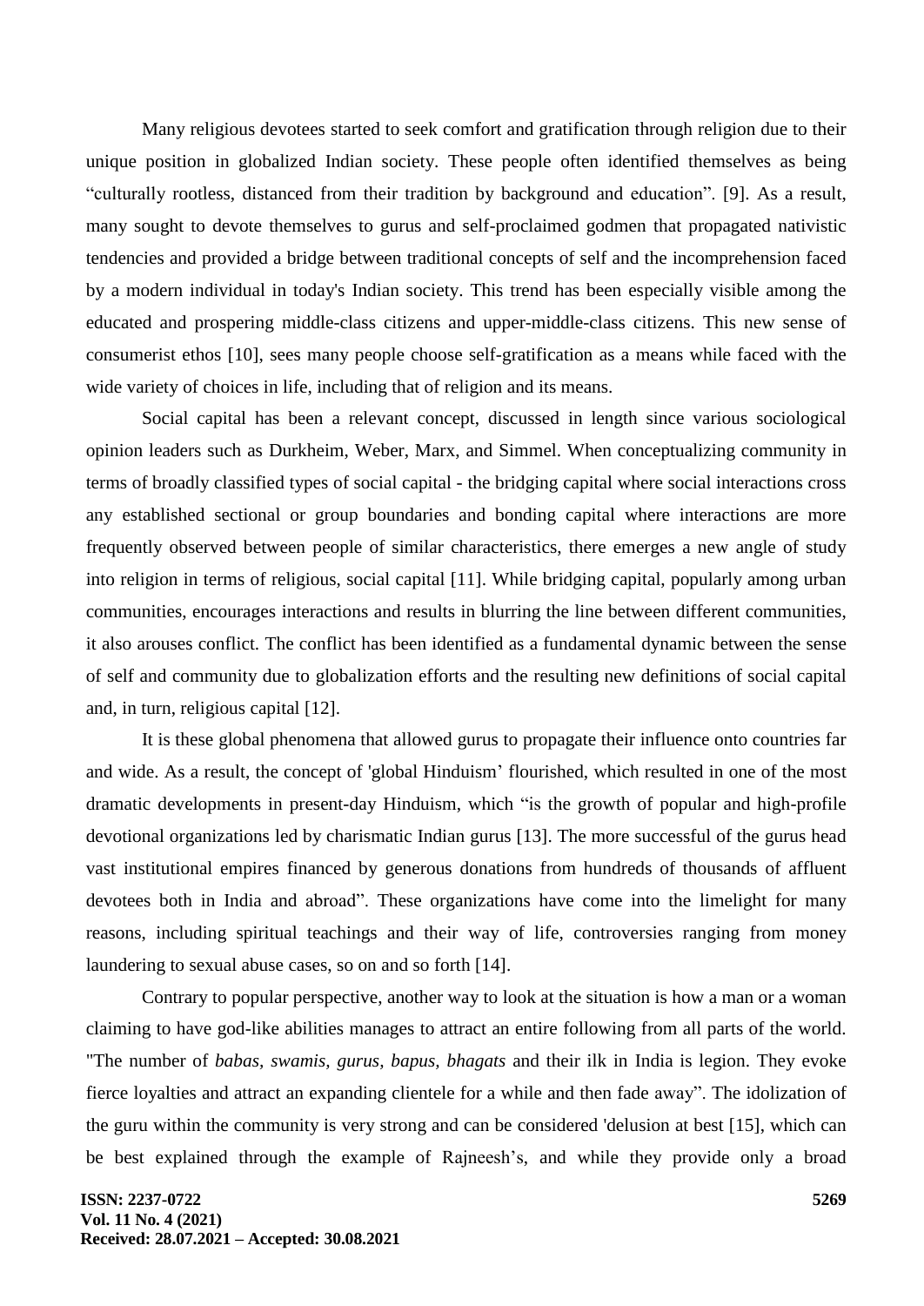Many religious devotees started to seek comfort and gratification through religion due to their unique position in globalized Indian society. These people often identified themselves as being "culturally rootless, distanced from their tradition by background and education". [9]. As a result, many sought to devote themselves to gurus and self-proclaimed godmen that propagated nativistic tendencies and provided a bridge between traditional concepts of self and the incomprehension faced by a modern individual in today's Indian society. This trend has been especially visible among the educated and prospering middle-class citizens and upper-middle-class citizens. This new sense of consumerist ethos [10], sees many people choose self-gratification as a means while faced with the wide variety of choices in life, including that of religion and its means.

Social capital has been a relevant concept, discussed in length since various sociological opinion leaders such as Durkheim, Weber, Marx, and Simmel. When conceptualizing community in terms of broadly classified types of social capital - the bridging capital where social interactions cross any established sectional or group boundaries and bonding capital where interactions are more frequently observed between people of similar characteristics, there emerges a new angle of study into religion in terms of religious, social capital [11]. While bridging capital, popularly among urban communities, encourages interactions and results in blurring the line between different communities, it also arouses conflict. The conflict has been identified as a fundamental dynamic between the sense of self and community due to globalization efforts and the resulting new definitions of social capital and, in turn, religious capital [12].

It is these global phenomena that allowed gurus to propagate their influence onto countries far and wide. As a result, the concept of 'global Hinduism' flourished, which resulted in one of the most dramatic developments in present-day Hinduism, which "is the growth of popular and high-profile devotional organizations led by charismatic Indian gurus [13]. The more successful of the gurus head vast institutional empires financed by generous donations from hundreds of thousands of affluent devotees both in India and abroad". These organizations have come into the limelight for many reasons, including spiritual teachings and their way of life, controversies ranging from money laundering to sexual abuse cases, so on and so forth [14].

Contrary to popular perspective, another way to look at the situation is how a man or a woman claiming to have god-like abilities manages to attract an entire following from all parts of the world. "The number of *babas*, *swamis*, *gurus*, *bapus*, *bhagats* and their ilk in India is legion. They evoke fierce loyalties and attract an expanding clientele for a while and then fade away". The idolization of the guru within the community is very strong and can be considered 'delusion at best [15], which can be best explained through the example of Rajneesh's, and while they provide only a broad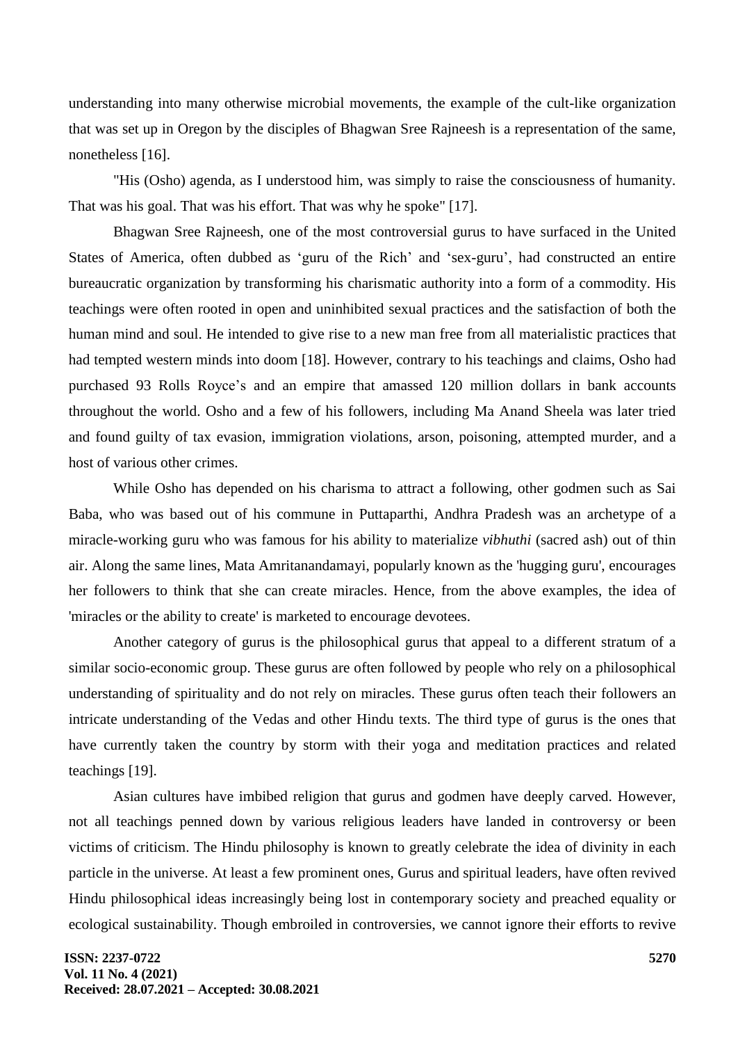understanding into many otherwise microbial movements, the example of the cult-like organization that was set up in Oregon by the disciples of Bhagwan Sree Rajneesh is a representation of the same, nonetheless [16].

"His (Osho) agenda, as I understood him, was simply to raise the consciousness of humanity. That was his goal. That was his effort. That was why he spoke" [17].

Bhagwan Sree Rajneesh, one of the most controversial gurus to have surfaced in the United States of America, often dubbed as 'guru of the Rich' and 'sex-guru', had constructed an entire bureaucratic organization by transforming his charismatic authority into a form of a commodity. His teachings were often rooted in open and uninhibited sexual practices and the satisfaction of both the human mind and soul. He intended to give rise to a new man free from all materialistic practices that had tempted western minds into doom [18]. However, contrary to his teachings and claims, Osho had purchased 93 Rolls Royce's and an empire that amassed 120 million dollars in bank accounts throughout the world. Osho and a few of his followers, including Ma Anand Sheela was later tried and found guilty of tax evasion, immigration violations, arson, poisoning, attempted murder, and a host of various other crimes.

While Osho has depended on his charisma to attract a following, other godmen such as Sai Baba, who was based out of his commune in Puttaparthi, Andhra Pradesh was an archetype of a miracle-working guru who was famous for his ability to materialize *vibhuthi* (sacred ash) out of thin air. Along the same lines, Mata Amritanandamayi, popularly known as the 'hugging guru', encourages her followers to think that she can create miracles. Hence, from the above examples, the idea of 'miracles or the ability to create' is marketed to encourage devotees.

Another category of gurus is the philosophical gurus that appeal to a different stratum of a similar socio-economic group. These gurus are often followed by people who rely on a philosophical understanding of spirituality and do not rely on miracles. These gurus often teach their followers an intricate understanding of the Vedas and other Hindu texts. The third type of gurus is the ones that have currently taken the country by storm with their yoga and meditation practices and related teachings [19].

Asian cultures have imbibed religion that gurus and godmen have deeply carved. However, not all teachings penned down by various religious leaders have landed in controversy or been victims of criticism. The Hindu philosophy is known to greatly celebrate the idea of divinity in each particle in the universe. At least a few prominent ones, Gurus and spiritual leaders, have often revived Hindu philosophical ideas increasingly being lost in contemporary society and preached equality or ecological sustainability. Though embroiled in controversies, we cannot ignore their efforts to revive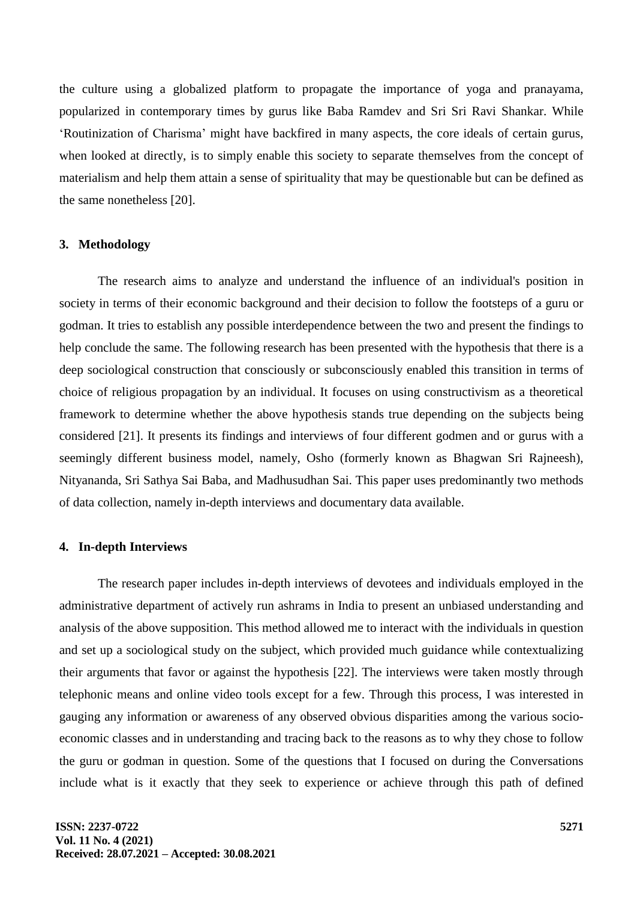the culture using a globalized platform to propagate the importance of yoga and pranayama, popularized in contemporary times by gurus like Baba Ramdev and Sri Sri Ravi Shankar. While 'Routinization of Charisma' might have backfired in many aspects, the core ideals of certain gurus, when looked at directly, is to simply enable this society to separate themselves from the concept of materialism and help them attain a sense of spirituality that may be questionable but can be defined as the same nonetheless [20].

## 3. Methodology

The research aims to analyze and understand the influence of an individual's position in society in terms of their economic background and their decision to follow the footsteps of a guru or godman. It tries to establish any possible interdependence between the two and present the findings to help conclude the same. The following research has been presented with the hypothesis that there is a deep sociological construction that consciously or subconsciously enabled this transition in terms of choice of religious propagation by an individual. It focuses on using constructivism as a theoretical framework to determine whether the above hypothesis stands true depending on the subjects being considered [21]. It presents its findings and interviews of four different godmen and or gurus with a seemingly different business model, namely, Osho (formerly known as Bhagwan Sri Rajneesh), Nityananda, Sri Sathya Sai Baba, and Madhusudhan Sai. This paper uses predominantly two methods of data collection, namely in-depth interviews and documentary data available.

## 4. In-depth Interviews

The research paper includes in-depth interviews of devotees and individuals employed in the administrative department of actively run ashrams in India to present an unbiased understanding and analysis of the above supposition. This method allowed me to interact with the individuals in question and set up a sociological study on the subject, which provided much guidance while contextualizing their arguments that favor or against the hypothesis [22]. The interviews were taken mostly through telephonic means and online video tools except for a few. Through this process, I was interested in gauging any information or awareness of any observed obvious disparities among the various socio-economic classes and in understanding and tracing back to the reasons as to why they chose to follow the guru or godman in question. Some of the questions that I focused on during the Conversations include what is it exactly that they seek to experience or achieve through this path of defined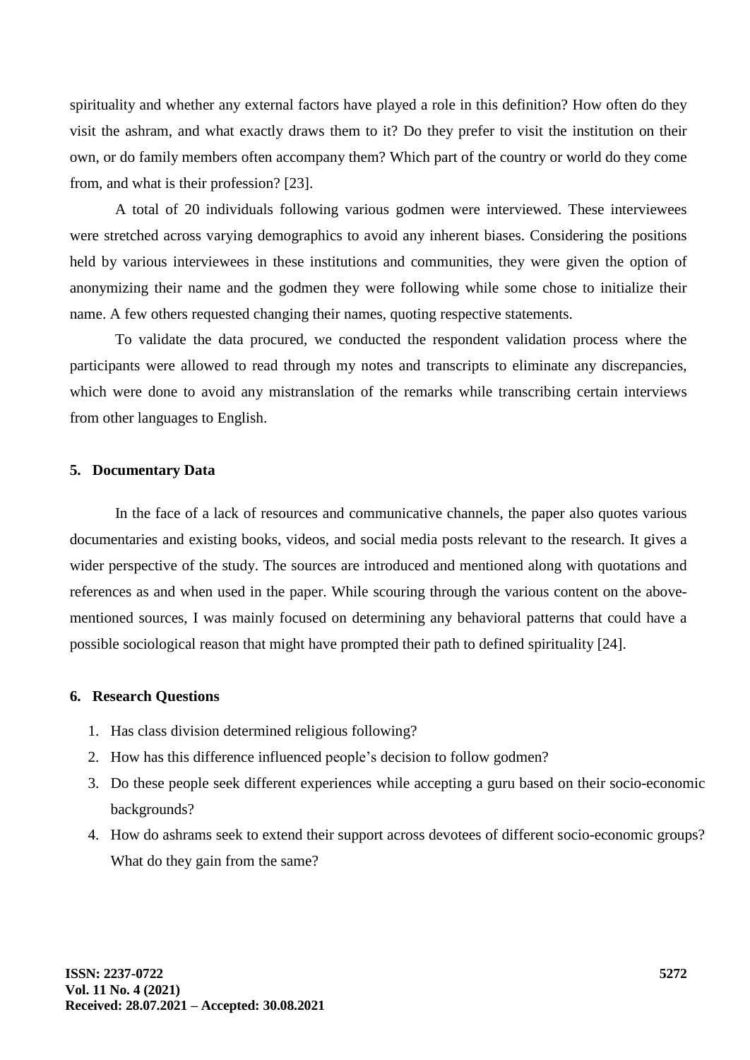spirituality and whether any external factors have played a role in this definition? How often do they visit the ashram, and what exactly draws them to it? Do they prefer to visit the institution on their own, or do family members often accompany them? Which part of the country or world do they come from, and what is their profession? [23].

A total of 20 individuals following various godmen were interviewed. These interviewees were stretched across varying demographics to avoid any inherent biases. Considering the positions held by various interviewees in these institutions and communities, they were given the option of anonymizing their name and the godmen they were following while some chose to initialize their name. A few others requested changing their names, quoting respective statements.

To validate the data procured, we conducted the respondent validation process where the participants were allowed to read through my notes and transcripts to eliminate any discrepancies, which were done to avoid any mistranslation of the remarks while transcribing certain interviews from other languages to English.

## 5. Documentary Data

In the face of a lack of resources and communicative channels, the paper also quotes various documentaries and existing books, videos, and social media posts relevant to the research. It gives a wider perspective of the study. The sources are introduced and mentioned along with quotations and references as and when used in the paper. While scouring through the various content on the above-mentioned sources, I was mainly focused on determining any behavioral patterns that could have a possible sociological reason that might have prompted their path to defined spirituality [24].

## 6. Research Questions

1. Has class division determined religious following?
2. How has this difference influenced people's decision to follow godmen?
3. Do these people seek different experiences while accepting a guru based on their socio-economic backgrounds?
4. How do ashrams seek to extend their support across devotees of different socio-economic groups? What do they gain from the same?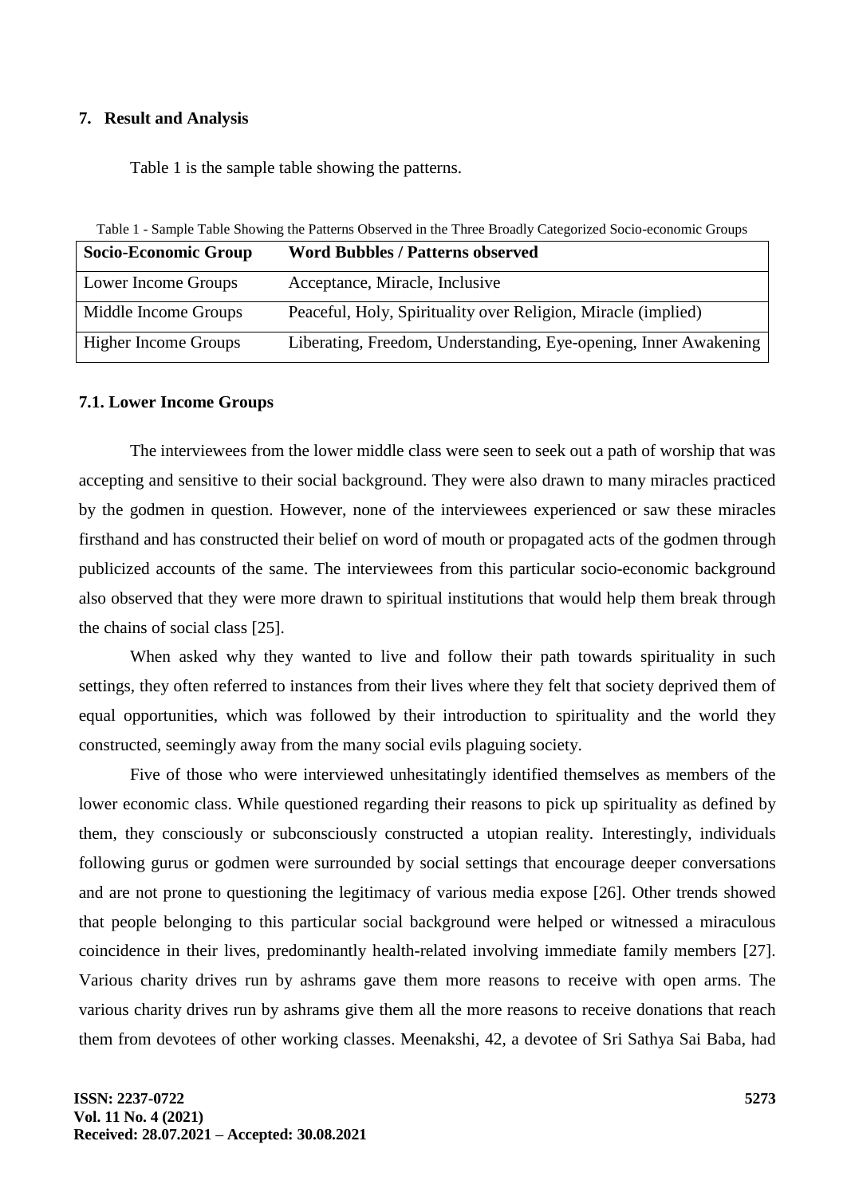## 7. Result and Analysis

Table 1 is the sample table showing the patterns.

Table 1 - Sample Table Showing the Patterns Observed in the Three Broadly Categorized Socio-economic Groups

| Socio-Economic Group | Word Bubbles / Patterns observed |
|---|---|
| Lower Income Groups | Acceptance, Miracle, Inclusive |
| Middle Income Groups | Peaceful, Holy, Spirituality over Religion, Miracle (implied) |
| Higher Income Groups | Liberating, Freedom, Understanding, Eye-opening, Inner Awakening |

### 7.1. Lower Income Groups

The interviewees from the lower middle class were seen to seek out a path of worship that was accepting and sensitive to their social background. They were also drawn to many miracles practiced by the godmen in question. However, none of the interviewees experienced or saw these miracles firsthand and has constructed their belief on word of mouth or propagated acts of the godmen through publicized accounts of the same. The interviewees from this particular socio-economic background also observed that they were more drawn to spiritual institutions that would help them break through the chains of social class [25].

When asked why they wanted to live and follow their path towards spirituality in such settings, they often referred to instances from their lives where they felt that society deprived them of equal opportunities, which was followed by their introduction to spirituality and the world they constructed, seemingly away from the many social evils plaguing society.

Five of those who were interviewed unhesitatingly identified themselves as members of the lower economic class. While questioned regarding their reasons to pick up spirituality as defined by them, they consciously or subconsciously constructed a utopian reality. Interestingly, individuals following gurus or godmen were surrounded by social settings that encourage deeper conversations and are not prone to questioning the legitimacy of various media expose [26]. Other trends showed that people belonging to this particular social background were helped or witnessed a miraculous coincidence in their lives, predominantly health-related involving immediate family members [27]. Various charity drives run by ashrams gave them more reasons to receive with open arms. The various charity drives run by ashrams give them all the more reasons to receive donations that reach them from devotees of other working classes. Meenakshi, 42, a devotee of Sri Sathya Sai Baba, had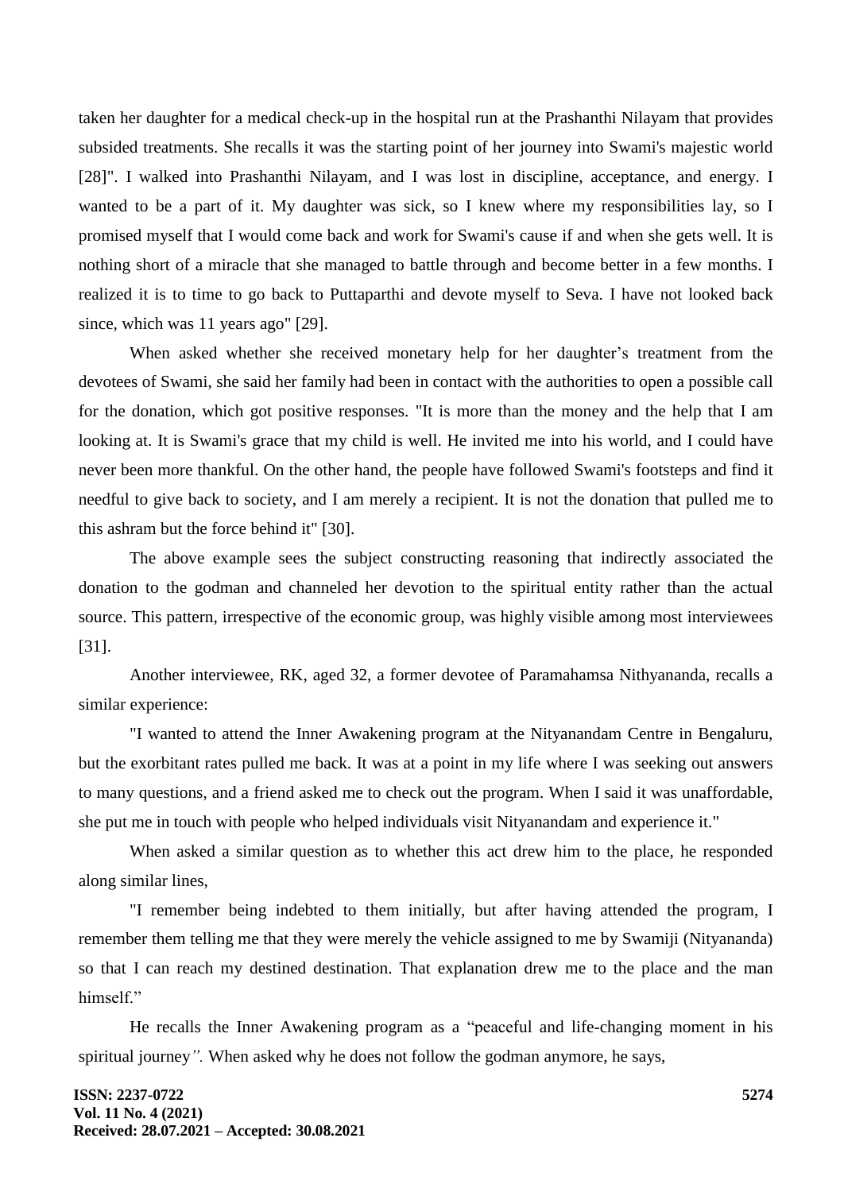taken her daughter for a medical check-up in the hospital run at the Prashanthi Nilayam that provides subsided treatments. She recalls it was the starting point of her journey into Swami's majestic world [28]". I walked into Prashanthi Nilayam, and I was lost in discipline, acceptance, and energy. I wanted to be a part of it. My daughter was sick, so I knew where my responsibilities lay, so I promised myself that I would come back and work for Swami's cause if and when she gets well. It is nothing short of a miracle that she managed to battle through and become better in a few months. I realized it is to time to go back to Puttaparthi and devote myself to Seva. I have not looked back since, which was 11 years ago" [29].

When asked whether she received monetary help for her daughter's treatment from the devotees of Swami, she said her family had been in contact with the authorities to open a possible call for the donation, which got positive responses. "It is more than the money and the help that I am looking at. It is Swami's grace that my child is well. He invited me into his world, and I could have never been more thankful. On the other hand, the people have followed Swami's footsteps and find it needful to give back to society, and I am merely a recipient. It is not the donation that pulled me to this ashram but the force behind it" [30].

The above example sees the subject constructing reasoning that indirectly associated the donation to the godman and channeled her devotion to the spiritual entity rather than the actual source. This pattern, irrespective of the economic group, was highly visible among most interviewees [31].

Another interviewee, RK, aged 32, a former devotee of Paramahamsa Nithyananda, recalls a similar experience:

"I wanted to attend the Inner Awakening program at the Nityanandam Centre in Bengaluru, but the exorbitant rates pulled me back. It was at a point in my life where I was seeking out answers to many questions, and a friend asked me to check out the program. When I said it was unaffordable, she put me in touch with people who helped individuals visit Nityanandam and experience it."

When asked a similar question as to whether this act drew him to the place, he responded along similar lines,

"I remember being indebted to them initially, but after having attended the program, I remember them telling me that they were merely the vehicle assigned to me by Swamiji (Nityananda) so that I can reach my destined destination. That explanation drew me to the place and the man himself."

He recalls the Inner Awakening program as a "peaceful and life-changing moment in his spiritual journey*".* When asked why he does not follow the godman anymore, he says,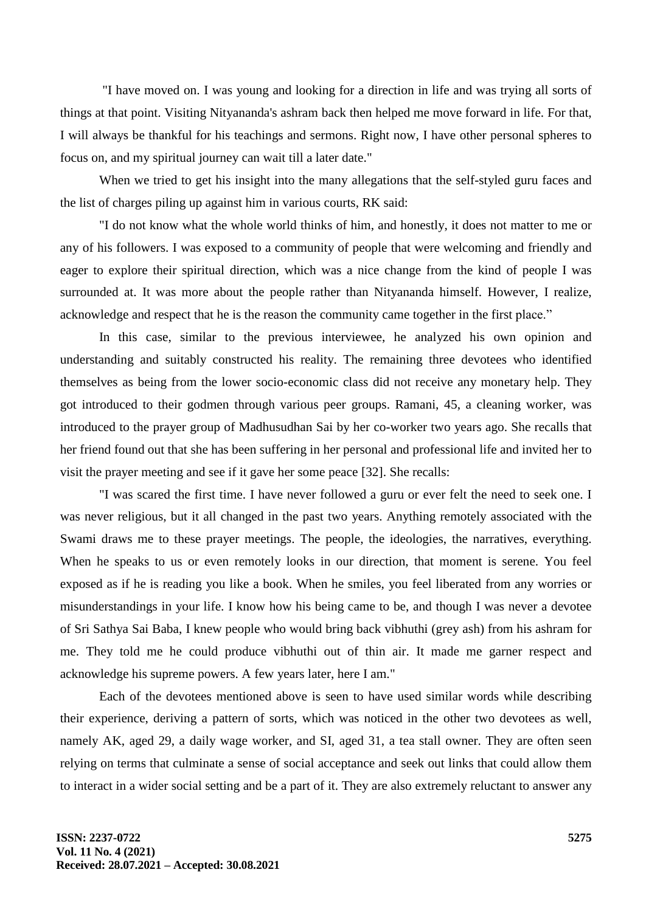"I have moved on. I was young and looking for a direction in life and was trying all sorts of things at that point. Visiting Nityananda's ashram back then helped me move forward in life. For that, I will always be thankful for his teachings and sermons. Right now, I have other personal spheres to focus on, and my spiritual journey can wait till a later date."

When we tried to get his insight into the many allegations that the self-styled guru faces and the list of charges piling up against him in various courts, RK said:

"I do not know what the whole world thinks of him, and honestly, it does not matter to me or any of his followers. I was exposed to a community of people that were welcoming and friendly and eager to explore their spiritual direction, which was a nice change from the kind of people I was surrounded at. It was more about the people rather than Nityananda himself. However, I realize, acknowledge and respect that he is the reason the community came together in the first place."

In this case, similar to the previous interviewee, he analyzed his own opinion and understanding and suitably constructed his reality. The remaining three devotees who identified themselves as being from the lower socio-economic class did not receive any monetary help. They got introduced to their godmen through various peer groups. Ramani, 45, a cleaning worker, was introduced to the prayer group of Madhusudhan Sai by her co-worker two years ago. She recalls that her friend found out that she has been suffering in her personal and professional life and invited her to visit the prayer meeting and see if it gave her some peace [32]. She recalls:

"I was scared the first time. I have never followed a guru or ever felt the need to seek one. I was never religious, but it all changed in the past two years. Anything remotely associated with the Swami draws me to these prayer meetings. The people, the ideologies, the narratives, everything. When he speaks to us or even remotely looks in our direction, that moment is serene. You feel exposed as if he is reading you like a book. When he smiles, you feel liberated from any worries or misunderstandings in your life. I know how his being came to be, and though I was never a devotee of Sri Sathya Sai Baba, I knew people who would bring back vibhuthi (grey ash) from his ashram for me. They told me he could produce vibhuthi out of thin air. It made me garner respect and acknowledge his supreme powers. A few years later, here I am."

Each of the devotees mentioned above is seen to have used similar words while describing their experience, deriving a pattern of sorts, which was noticed in the other two devotees as well, namely AK, aged 29, a daily wage worker, and SI, aged 31, a tea stall owner. They are often seen relying on terms that culminate a sense of social acceptance and seek out links that could allow them to interact in a wider social setting and be a part of it. They are also extremely reluctant to answer any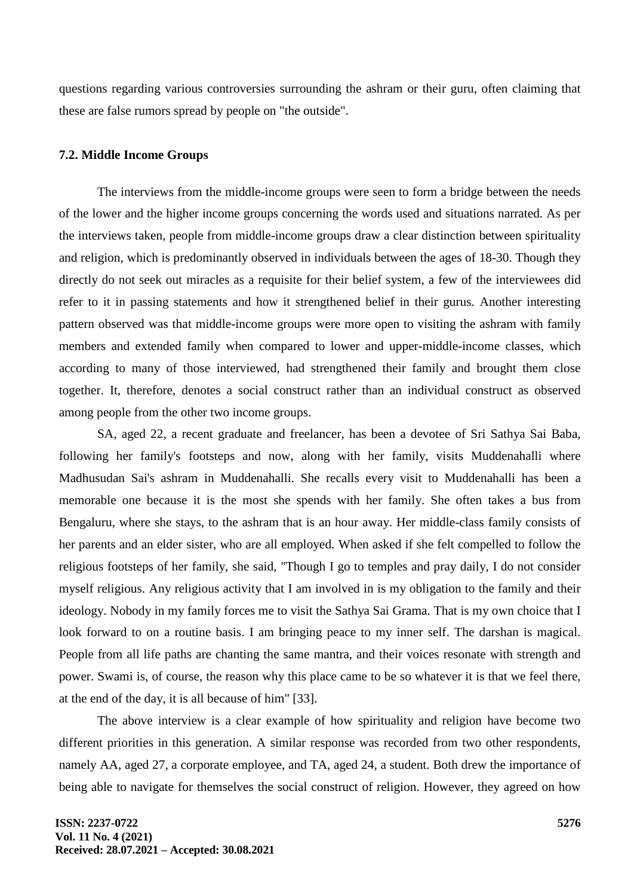questions regarding various controversies surrounding the ashram or their guru, often claiming that these are false rumors spread by people on "the outside".

### 7.2. Middle Income Groups

The interviews from the middle-income groups were seen to form a bridge between the needs of the lower and the higher income groups concerning the words used and situations narrated. As per the interviews taken, people from middle-income groups draw a clear distinction between spirituality and religion, which is predominantly observed in individuals between the ages of 18-30. Though they directly do not seek out miracles as a requisite for their belief system, a few of the interviewees did refer to it in passing statements and how it strengthened belief in their gurus. Another interesting pattern observed was that middle-income groups were more open to visiting the ashram with family members and extended family when compared to lower and upper-middle-income classes, which according to many of those interviewed, had strengthened their family and brought them close together. It, therefore, denotes a social construct rather than an individual construct as observed among people from the other two income groups.

SA, aged 22, a recent graduate and freelancer, has been a devotee of Sri Sathya Sai Baba, following her family's footsteps and now, along with her family, visits Muddenahalli where Madhusudan Sai's ashram in Muddenahalli. She recalls every visit to Muddenahalli has been a memorable one because it is the most she spends with her family. She often takes a bus from Bengaluru, where she stays, to the ashram that is an hour away. Her middle-class family consists of her parents and an elder sister, who are all employed. When asked if she felt compelled to follow the religious footsteps of her family, she said, "Though I go to temples and pray daily, I do not consider myself religious. Any religious activity that I am involved in is my obligation to the family and their ideology. Nobody in my family forces me to visit the Sathya Sai Grama. That is my own choice that I look forward to on a routine basis. I am bringing peace to my inner self. The darshan is magical. People from all life paths are chanting the same mantra, and their voices resonate with strength and power. Swami is, of course, the reason why this place came to be so whatever it is that we feel there, at the end of the day, it is all because of him" [33].

The above interview is a clear example of how spirituality and religion have become two different priorities in this generation. A similar response was recorded from two other respondents, namely AA, aged 27, a corporate employee, and TA, aged 24, a student. Both drew the importance of being able to navigate for themselves the social construct of religion. However, they agreed on how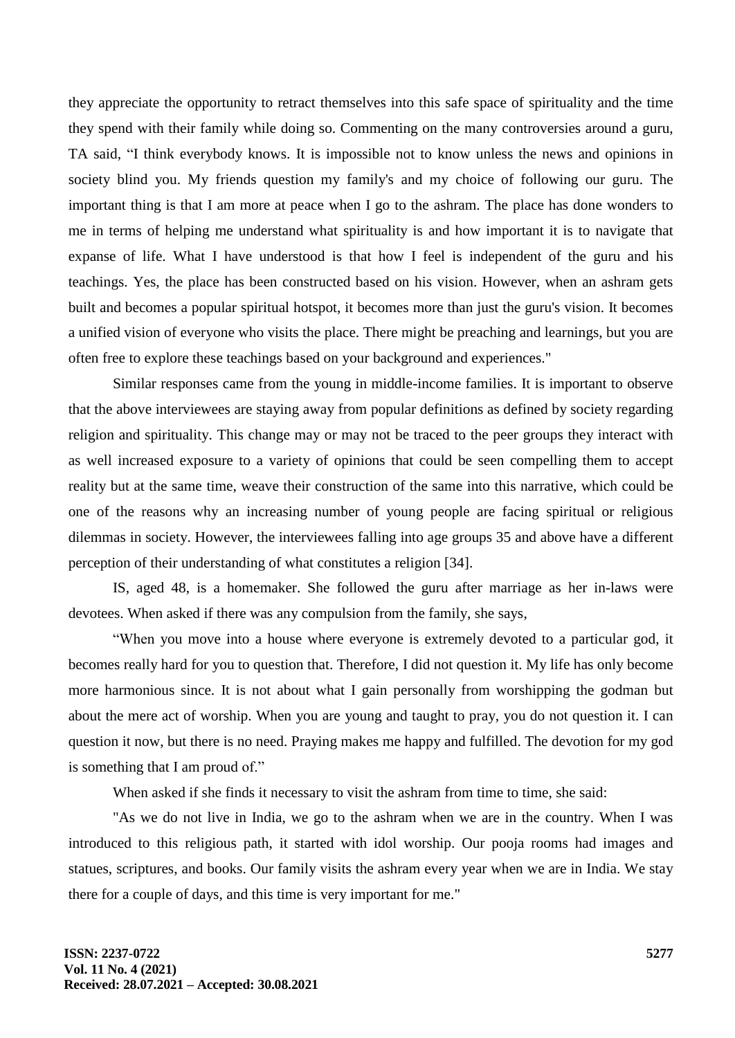they appreciate the opportunity to retract themselves into this safe space of spirituality and the time they spend with their family while doing so. Commenting on the many controversies around a guru, TA said, "I think everybody knows. It is impossible not to know unless the news and opinions in society blind you. My friends question my family's and my choice of following our guru. The important thing is that I am more at peace when I go to the ashram. The place has done wonders to me in terms of helping me understand what spirituality is and how important it is to navigate that expanse of life. What I have understood is that how I feel is independent of the guru and his teachings. Yes, the place has been constructed based on his vision. However, when an ashram gets built and becomes a popular spiritual hotspot, it becomes more than just the guru's vision. It becomes a unified vision of everyone who visits the place. There might be preaching and learnings, but you are often free to explore these teachings based on your background and experiences."

Similar responses came from the young in middle-income families. It is important to observe that the above interviewees are staying away from popular definitions as defined by society regarding religion and spirituality. This change may or may not be traced to the peer groups they interact with as well increased exposure to a variety of opinions that could be seen compelling them to accept reality but at the same time, weave their construction of the same into this narrative, which could be one of the reasons why an increasing number of young people are facing spiritual or religious dilemmas in society. However, the interviewees falling into age groups 35 and above have a different perception of their understanding of what constitutes a religion [34].

IS, aged 48, is a homemaker. She followed the guru after marriage as her in-laws were devotees. When asked if there was any compulsion from the family, she says,

"When you move into a house where everyone is extremely devoted to a particular god, it becomes really hard for you to question that. Therefore, I did not question it. My life has only become more harmonious since. It is not about what I gain personally from worshipping the godman but about the mere act of worship. When you are young and taught to pray, you do not question it. I can question it now, but there is no need. Praying makes me happy and fulfilled. The devotion for my god is something that I am proud of."

When asked if she finds it necessary to visit the ashram from time to time, she said:

"As we do not live in India, we go to the ashram when we are in the country. When I was introduced to this religious path, it started with idol worship. Our pooja rooms had images and statues, scriptures, and books. Our family visits the ashram every year when we are in India. We stay there for a couple of days, and this time is very important for me."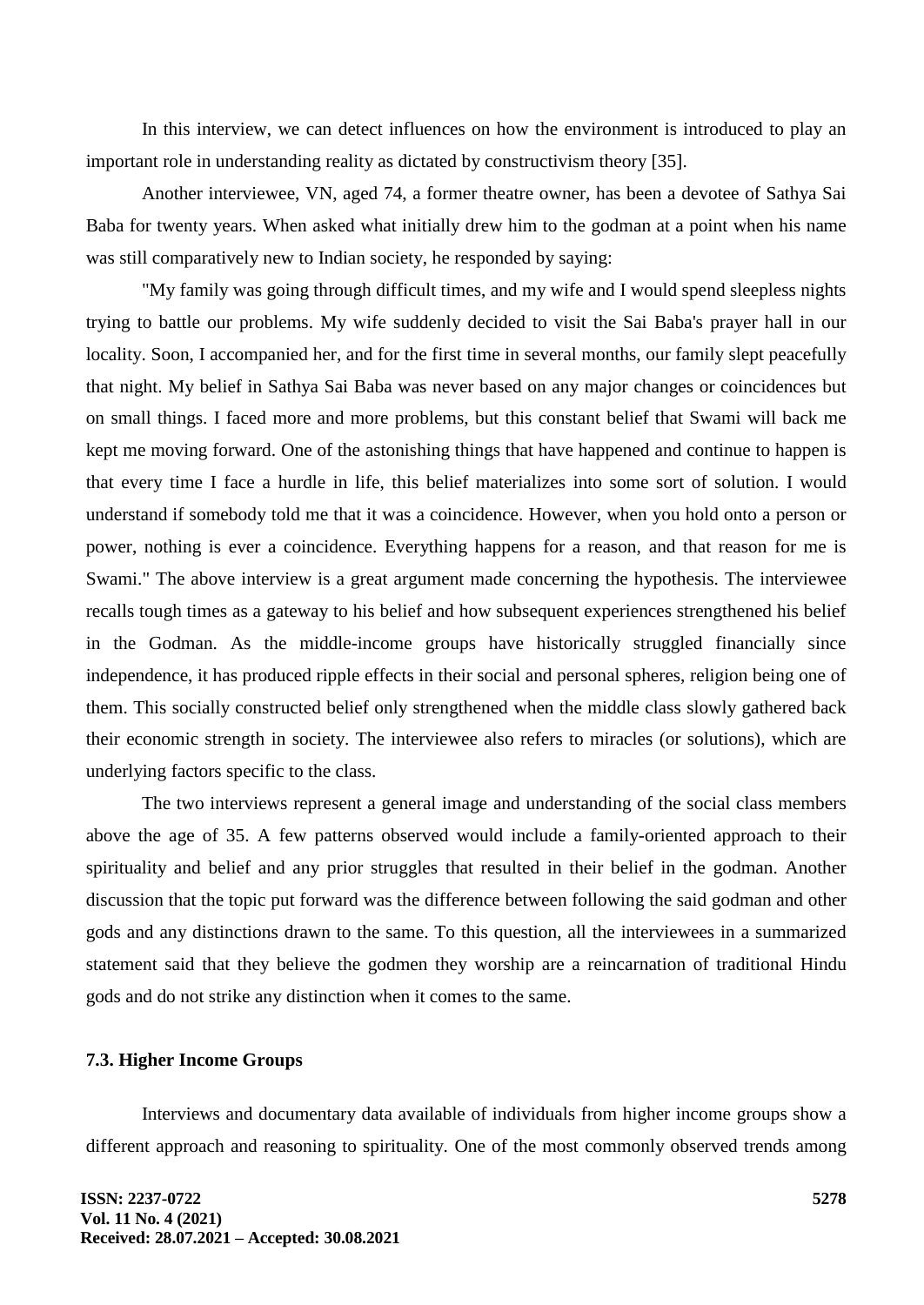In this interview, we can detect influences on how the environment is introduced to play an important role in understanding reality as dictated by constructivism theory [35].

Another interviewee, VN, aged 74, a former theatre owner, has been a devotee of Sathya Sai Baba for twenty years. When asked what initially drew him to the godman at a point when his name was still comparatively new to Indian society, he responded by saying:

"My family was going through difficult times, and my wife and I would spend sleepless nights trying to battle our problems. My wife suddenly decided to visit the Sai Baba's prayer hall in our locality. Soon, I accompanied her, and for the first time in several months, our family slept peacefully that night. My belief in Sathya Sai Baba was never based on any major changes or coincidences but on small things. I faced more and more problems, but this constant belief that Swami will back me kept me moving forward. One of the astonishing things that have happened and continue to happen is that every time I face a hurdle in life, this belief materializes into some sort of solution. I would understand if somebody told me that it was a coincidence. However, when you hold onto a person or power, nothing is ever a coincidence. Everything happens for a reason, and that reason for me is Swami." The above interview is a great argument made concerning the hypothesis. The interviewee recalls tough times as a gateway to his belief and how subsequent experiences strengthened his belief in the Godman. As the middle-income groups have historically struggled financially since independence, it has produced ripple effects in their social and personal spheres, religion being one of them. This socially constructed belief only strengthened when the middle class slowly gathered back their economic strength in society. The interviewee also refers to miracles (or solutions), which are underlying factors specific to the class.

The two interviews represent a general image and understanding of the social class members above the age of 35. A few patterns observed would include a family-oriented approach to their spirituality and belief and any prior struggles that resulted in their belief in the godman. Another discussion that the topic put forward was the difference between following the said godman and other gods and any distinctions drawn to the same. To this question, all the interviewees in a summarized statement said that they believe the godmen they worship are a reincarnation of traditional Hindu gods and do not strike any distinction when it comes to the same.

### 7.3. Higher Income Groups

Interviews and documentary data available of individuals from higher income groups show a different approach and reasoning to spirituality. One of the most commonly observed trends among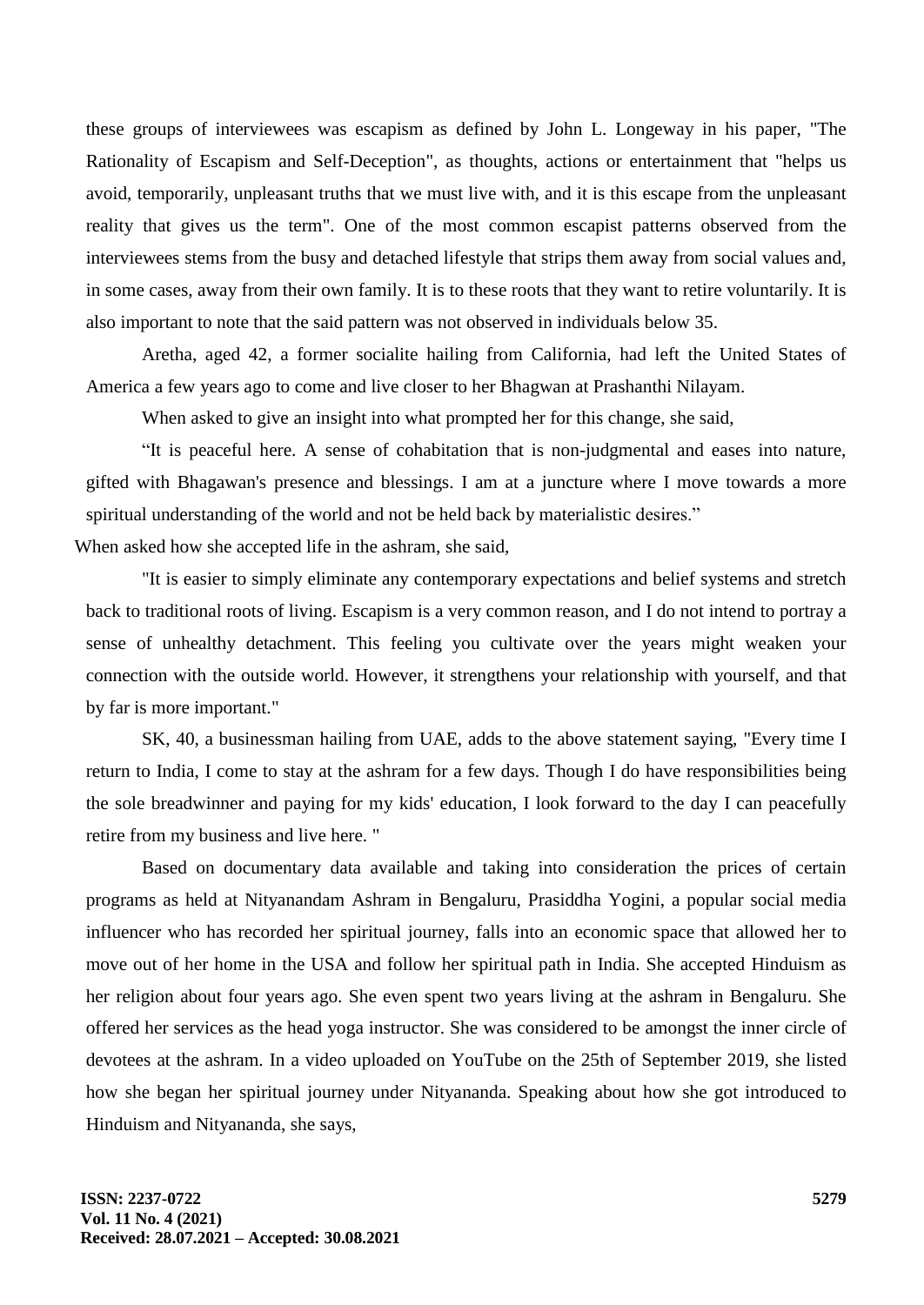these groups of interviewees was escapism as defined by John L. Longeway in his paper, "The Rationality of Escapism and Self-Deception", as thoughts, actions or entertainment that "helps us avoid, temporarily, unpleasant truths that we must live with, and it is this escape from the unpleasant reality that gives us the term". One of the most common escapist patterns observed from the interviewees stems from the busy and detached lifestyle that strips them away from social values and, in some cases, away from their own family. It is to these roots that they want to retire voluntarily. It is also important to note that the said pattern was not observed in individuals below 35.

Aretha, aged 42, a former socialite hailing from California, had left the United States of America a few years ago to come and live closer to her Bhagwan at Prashanthi Nilayam.

When asked to give an insight into what prompted her for this change, she said,

“It is peaceful here. A sense of cohabitation that is non-judgmental and eases into nature, gifted with Bhagawan's presence and blessings. I am at a juncture where I move towards a more spiritual understanding of the world and not be held back by materialistic desires.”

When asked how she accepted life in the ashram, she said,

"It is easier to simply eliminate any contemporary expectations and belief systems and stretch back to traditional roots of living. Escapism is a very common reason, and I do not intend to portray a sense of unhealthy detachment. This feeling you cultivate over the years might weaken your connection with the outside world. However, it strengthens your relationship with yourself, and that by far is more important."

SK, 40, a businessman hailing from UAE, adds to the above statement saying, "Every time I return to India, I come to stay at the ashram for a few days. Though I do have responsibilities being the sole breadwinner and paying for my kids' education, I look forward to the day I can peacefully retire from my business and live here. "

Based on documentary data available and taking into consideration the prices of certain programs as held at Nityanandam Ashram in Bengaluru, Prasiddha Yogini, a popular social media influencer who has recorded her spiritual journey, falls into an economic space that allowed her to move out of her home in the USA and follow her spiritual path in India. She accepted Hinduism as her religion about four years ago. She even spent two years living at the ashram in Bengaluru. She offered her services as the head yoga instructor. She was considered to be amongst the inner circle of devotees at the ashram. In a video uploaded on YouTube on the 25th of September 2019, she listed how she began her spiritual journey under Nityananda. Speaking about how she got introduced to Hinduism and Nityananda, she says,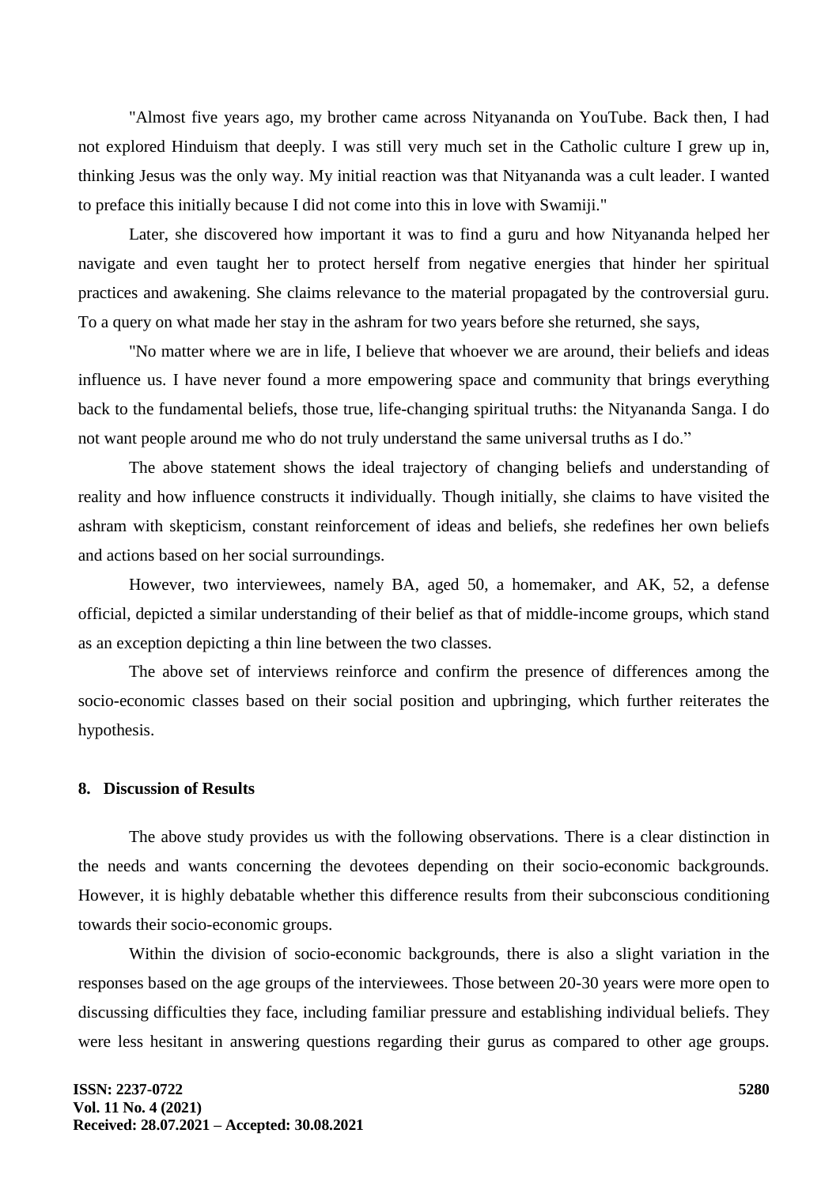"Almost five years ago, my brother came across Nityananda on YouTube. Back then, I had not explored Hinduism that deeply. I was still very much set in the Catholic culture I grew up in, thinking Jesus was the only way. My initial reaction was that Nityananda was a cult leader. I wanted to preface this initially because I did not come into this in love with Swamiji."

Later, she discovered how important it was to find a guru and how Nityananda helped her navigate and even taught her to protect herself from negative energies that hinder her spiritual practices and awakening. She claims relevance to the material propagated by the controversial guru. To a query on what made her stay in the ashram for two years before she returned, she says,

"No matter where we are in life, I believe that whoever we are around, their beliefs and ideas influence us. I have never found a more empowering space and community that brings everything back to the fundamental beliefs, those true, life-changing spiritual truths: the Nityananda Sanga. I do not want people around me who do not truly understand the same universal truths as I do."

The above statement shows the ideal trajectory of changing beliefs and understanding of reality and how influence constructs it individually. Though initially, she claims to have visited the ashram with skepticism, constant reinforcement of ideas and beliefs, she redefines her own beliefs and actions based on her social surroundings.

However, two interviewees, namely BA, aged 50, a homemaker, and AK, 52, a defense official, depicted a similar understanding of their belief as that of middle-income groups, which stand as an exception depicting a thin line between the two classes.

The above set of interviews reinforce and confirm the presence of differences among the socio-economic classes based on their social position and upbringing, which further reiterates the hypothesis.

## 8. Discussion of Results

The above study provides us with the following observations. There is a clear distinction in the needs and wants concerning the devotees depending on their socio-economic backgrounds. However, it is highly debatable whether this difference results from their subconscious conditioning towards their socio-economic groups.

Within the division of socio-economic backgrounds, there is also a slight variation in the responses based on the age groups of the interviewees. Those between 20-30 years were more open to discussing difficulties they face, including familiar pressure and establishing individual beliefs. They were less hesitant in answering questions regarding their gurus as compared to other age groups.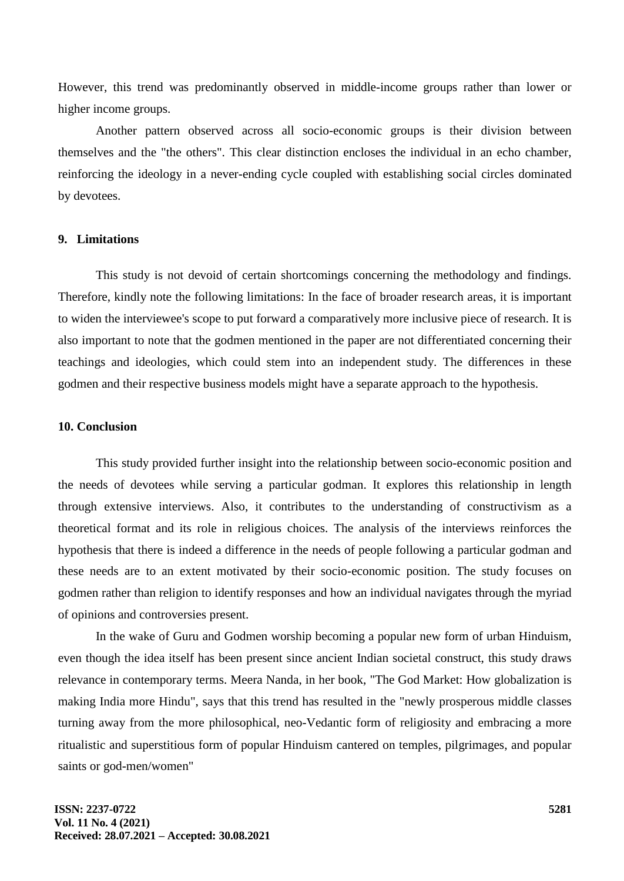However, this trend was predominantly observed in middle-income groups rather than lower or higher income groups.

Another pattern observed across all socio-economic groups is their division between themselves and the "the others". This clear distinction encloses the individual in an echo chamber, reinforcing the ideology in a never-ending cycle coupled with establishing social circles dominated by devotees.

## 9. Limitations

This study is not devoid of certain shortcomings concerning the methodology and findings. Therefore, kindly note the following limitations: In the face of broader research areas, it is important to widen the interviewee's scope to put forward a comparatively more inclusive piece of research. It is also important to note that the godmen mentioned in the paper are not differentiated concerning their teachings and ideologies, which could stem into an independent study. The differences in these godmen and their respective business models might have a separate approach to the hypothesis.

## 10. Conclusion

This study provided further insight into the relationship between socio-economic position and the needs of devotees while serving a particular godman. It explores this relationship in length through extensive interviews. Also, it contributes to the understanding of constructivism as a theoretical format and its role in religious choices. The analysis of the interviews reinforces the hypothesis that there is indeed a difference in the needs of people following a particular godman and these needs are to an extent motivated by their socio-economic position. The study focuses on godmen rather than religion to identify responses and how an individual navigates through the myriad of opinions and controversies present.

In the wake of Guru and Godmen worship becoming a popular new form of urban Hinduism, even though the idea itself has been present since ancient Indian societal construct, this study draws relevance in contemporary terms. Meera Nanda, in her book, "The God Market: How globalization is making India more Hindu", says that this trend has resulted in the "newly prosperous middle classes turning away from the more philosophical, neo-Vedantic form of religiosity and embracing a more ritualistic and superstitious form of popular Hinduism cantered on temples, pilgrimages, and popular saints or god-men/women"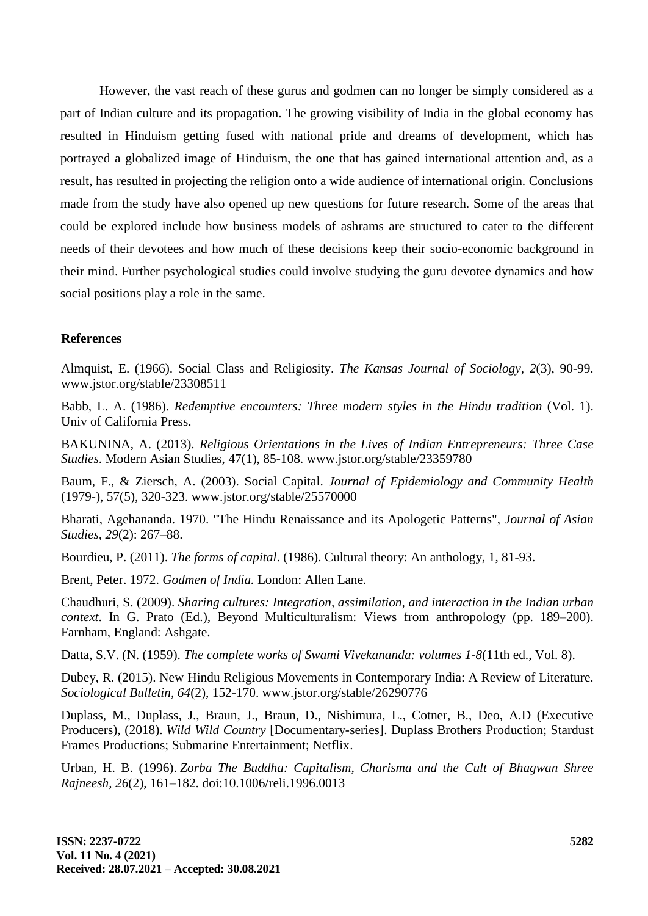However, the vast reach of these gurus and godmen can no longer be simply considered as a part of Indian culture and its propagation. The growing visibility of India in the global economy has resulted in Hinduism getting fused with national pride and dreams of development, which has portrayed a globalized image of Hinduism, the one that has gained international attention and, as a result, has resulted in projecting the religion onto a wide audience of international origin. Conclusions made from the study have also opened up new questions for future research. Some of the areas that could be explored include how business models of ashrams are structured to cater to the different needs of their devotees and how much of these decisions keep their socio-economic background in their mind. Further psychological studies could involve studying the guru devotee dynamics and how social positions play a role in the same.

## References

Almquist, E. (1966). Social Class and Religiosity. *The Kansas Journal of Sociology*, *2*(3), 90-99. www.jstor.org/stable/23308511

Babb, L. A. (1986). *Redemptive encounters: Three modern styles in the Hindu tradition* (Vol. 1). Univ of California Press.

BAKUNINA, A. (2013). *Religious Orientations in the Lives of Indian Entrepreneurs: Three Case Studies*. Modern Asian Studies, 47(1), 85-108. www.jstor.org/stable/23359780

Baum, F., & Ziersch, A. (2003). Social Capital. *Journal of Epidemiology and Community Health* (1979-), 57(5), 320-323. www.jstor.org/stable/25570000

Bharati, Agehananda. 1970. "The Hindu Renaissance and its Apologetic Patterns", *Journal of Asian Studies*, *29*(2): 267–88.

Bourdieu, P. (2011). *The forms of capital*. (1986). Cultural theory: An anthology, 1, 81-93.

Brent, Peter. 1972. *Godmen of India.* London: Allen Lane.

Chaudhuri, S. (2009). *Sharing cultures: Integration, assimilation, and interaction in the Indian urban context*. In G. Prato (Ed.), Beyond Multiculturalism: Views from anthropology (pp. 189–200). Farnham, England: Ashgate.

Datta, S.V. (N. (1959). *The complete works of Swami Vivekananda: volumes 1-8*(11th ed., Vol. 8).

Dubey, R. (2015). New Hindu Religious Movements in Contemporary India: A Review of Literature. *Sociological Bulletin*, *64*(2), 152-170. www.jstor.org/stable/26290776

Duplass, M., Duplass, J., Braun, J., Braun, D., Nishimura, L., Cotner, B., Deo, A.D (Executive Producers), (2018). *Wild Wild Country* [Documentary-series]. Duplass Brothers Production; Stardust Frames Productions; Submarine Entertainment; Netflix.

Urban, H. B. (1996). *Zorba The Buddha: Capitalism, Charisma and the Cult of Bhagwan Shree Rajneesh*, *26*(2), 161–182. doi:10.1006/reli.1996.0013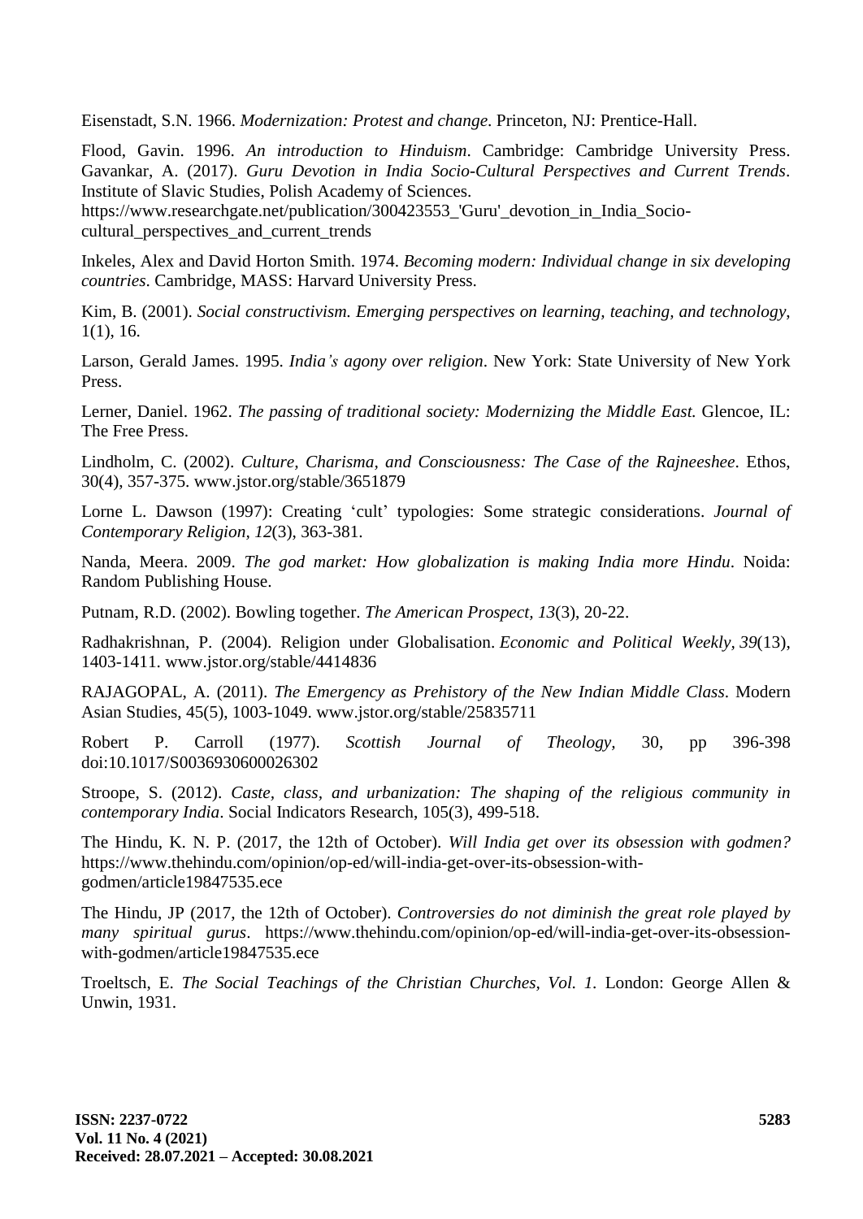Eisenstadt, S.N. 1966. *Modernization: Protest and change*. Princeton, NJ: Prentice-Hall.

Flood, Gavin. 1996. *An introduction to Hinduism*. Cambridge: Cambridge University Press. Gavankar, A. (2017). *Guru Devotion in India Socio-Cultural Perspectives and Current Trends*. Institute of Slavic Studies, Polish Academy of Sciences. https://www.researchgate.net/publication/300423553_'Guru'_devotion_in_India_Socio-cultural_perspectives_and_current_trends

Inkeles, Alex and David Horton Smith. 1974. *Becoming modern: Individual change in six developing countries*. Cambridge, MASS: Harvard University Press.

Kim, B. (2001). *Social constructivism. Emerging perspectives on learning, teaching, and technology*, 1(1), 16.

Larson, Gerald James. 1995. *India's agony over religion*. New York: State University of New York Press.

Lerner, Daniel. 1962. *The passing of traditional society: Modernizing the Middle East.* Glencoe, IL: The Free Press.

Lindholm, C. (2002). *Culture, Charisma, and Consciousness: The Case of the Rajneeshee*. Ethos, 30(4), 357-375. www.jstor.org/stable/3651879

Lorne L. Dawson (1997): Creating 'cult' typologies: Some strategic considerations. *Journal of Contemporary Religion, 12*(3), 363-381.

Nanda, Meera. 2009. *The god market: How globalization is making India more Hindu*. Noida: Random Publishing House.

Putnam, R.D. (2002). Bowling together. *The American Prospect, 13*(3), 20-22.

Radhakrishnan, P. (2004). Religion under Globalisation. *Economic and Political Weekly, 39*(13), 1403-1411. www.jstor.org/stable/4414836

RAJAGOPAL, A. (2011). *The Emergency as Prehistory of the New Indian Middle Class*. Modern Asian Studies, 45(5), 1003-1049. www.jstor.org/stable/25835711

Robert P. Carroll (1977). *Scottish Journal of Theology*, 30, pp 396-398 doi:10.1017/S0036930600026302

Stroope, S. (2012). *Caste, class, and urbanization: The shaping of the religious community in contemporary India*. Social Indicators Research, 105(3), 499-518.

The Hindu, K. N. P. (2017, the 12th of October). *Will India get over its obsession with godmen?* https://www.thehindu.com/opinion/op-ed/will-india-get-over-its-obsession-with-godmen/article19847535.ece

The Hindu, JP (2017, the 12th of October). *Controversies do not diminish the great role played by many spiritual gurus*. https://www.thehindu.com/opinion/op-ed/will-india-get-over-its-obsession-with-godmen/article19847535.ece

Troeltsch, E. *The Social Teachings of the Christian Churches, Vol. 1*. London: George Allen & Unwin, 1931.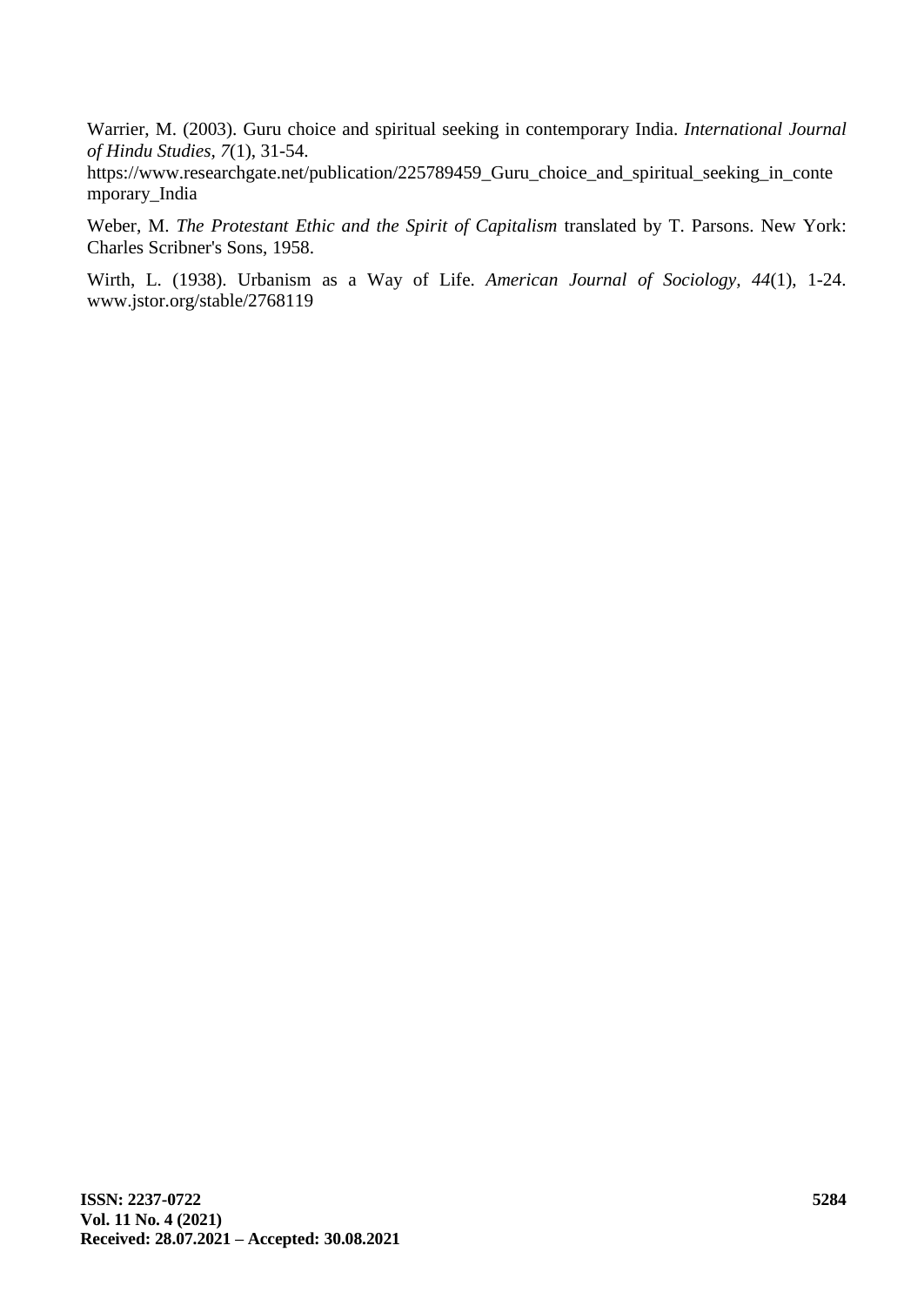Warrier, M. (2003). Guru choice and spiritual seeking in contemporary India. *International Journal of Hindu Studies*, *7*(1), 31-54. https://www.researchgate.net/publication/225789459_Guru_choice_and_spiritual_seeking_in_contemporary_India

Weber, M. *The Protestant Ethic and the Spirit of Capitalism* translated by T. Parsons. New York: Charles Scribner's Sons, 1958.

Wirth, L. (1938). Urbanism as a Way of Life. *American Journal of Sociology*, *44*(1), 1-24. www.jstor.org/stable/2768119